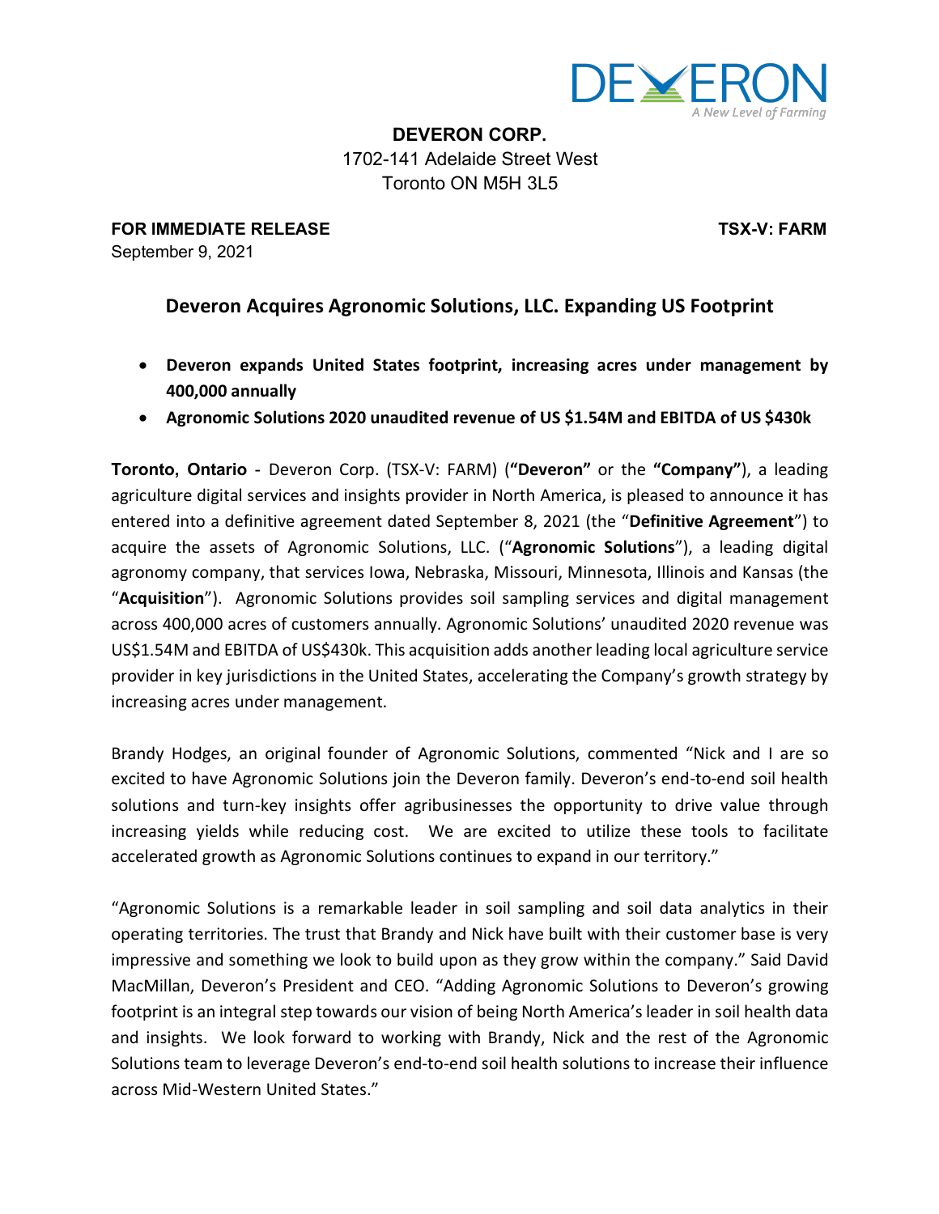**DEVERON CORP.**
1702-141 Adelaide Street West
Toronto ON M5H 3L5

**FOR IMMEDIATE RELEASE** **TSX-V: FARM**
September 9, 2021

# Deveron Acquires Agronomic Solutions, LLC. Expanding US Footprint

- **Deveron expands United States footprint, increasing acres under management by 400,000 annually**
- **Agronomic Solutions 2020 unaudited revenue of US $1.54M and EBITDA of US $430k**

**Toronto, Ontario** - Deveron Corp. (TSX-V: FARM) (**"Deveron"** or the **"Company"**), a leading agriculture digital services and insights provider in North America, is pleased to announce it has entered into a definitive agreement dated September 8, 2021 (the "**Definitive Agreement**") to acquire the assets of Agronomic Solutions, LLC. ("**Agronomic Solutions**"), a leading digital agronomy company, that services Iowa, Nebraska, Missouri, Minnesota, Illinois and Kansas (the "**Acquisition**"). Agronomic Solutions provides soil sampling services and digital management across 400,000 acres of customers annually. Agronomic Solutions' unaudited 2020 revenue was US$1.54M and EBITDA of US$430k. This acquisition adds another leading local agriculture service provider in key jurisdictions in the United States, accelerating the Company's growth strategy by increasing acres under management.

Brandy Hodges, an original founder of Agronomic Solutions, commented "Nick and I are so excited to have Agronomic Solutions join the Deveron family. Deveron's end-to-end soil health solutions and turn-key insights offer agribusinesses the opportunity to drive value through increasing yields while reducing cost. We are excited to utilize these tools to facilitate accelerated growth as Agronomic Solutions continues to expand in our territory."

"Agronomic Solutions is a remarkable leader in soil sampling and soil data analytics in their operating territories. The trust that Brandy and Nick have built with their customer base is very impressive and something we look to build upon as they grow within the company." Said David MacMillan, Deveron's President and CEO. "Adding Agronomic Solutions to Deveron's growing footprint is an integral step towards our vision of being North America's leader in soil health data and insights. We look forward to working with Brandy, Nick and the rest of the Agronomic Solutions team to leverage Deveron's end-to-end soil health solutions to increase their influence across Mid-Western United States."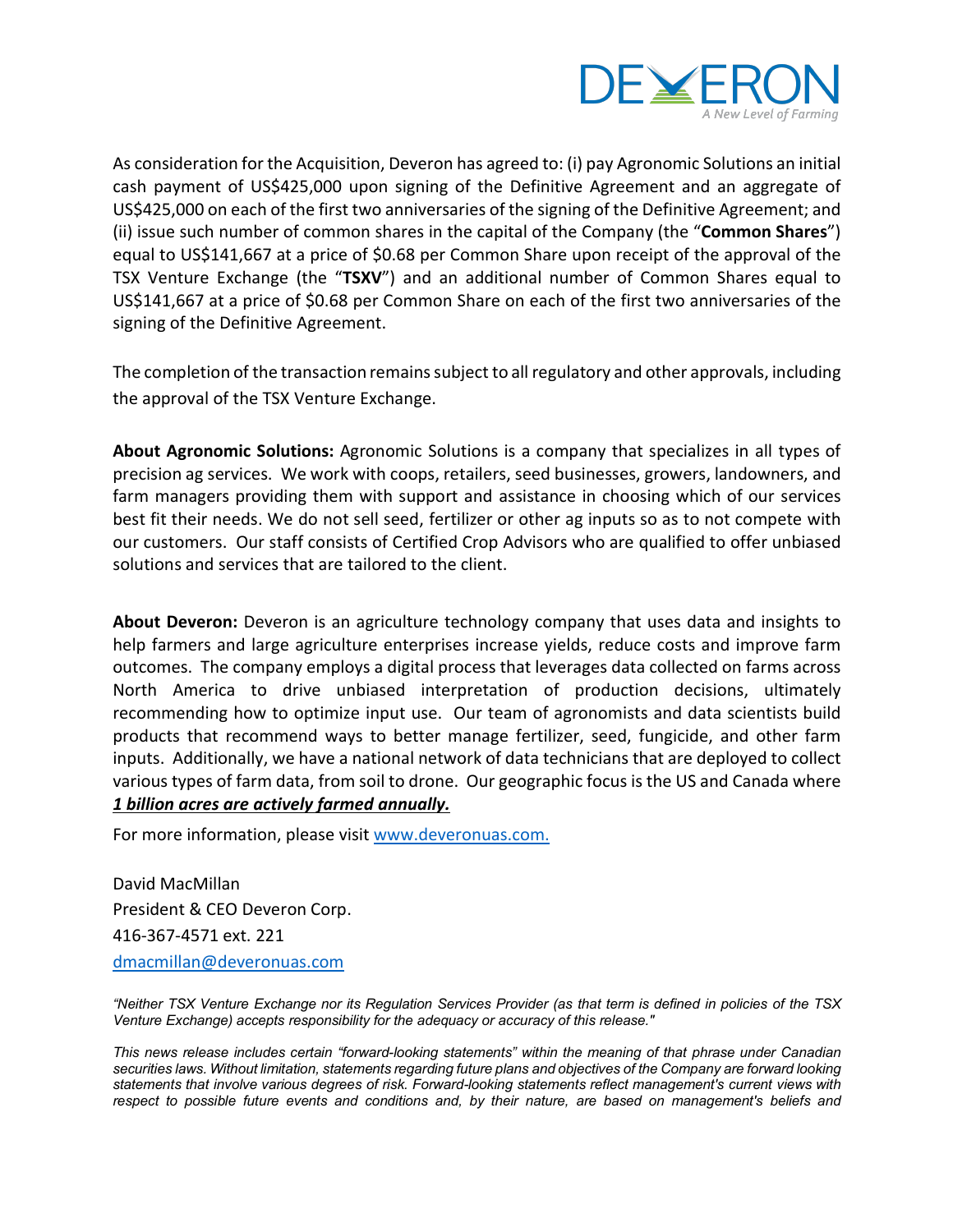As consideration for the Acquisition, Deveron has agreed to: (i) pay Agronomic Solutions an initial cash payment of US$425,000 upon signing of the Definitive Agreement and an aggregate of US$425,000 on each of the first two anniversaries of the signing of the Definitive Agreement; and (ii) issue such number of common shares in the capital of the Company (the "**Common Shares**") equal to US$141,667 at a price of $0.68 per Common Share upon receipt of the approval of the TSX Venture Exchange (the "**TSXV**") and an additional number of Common Shares equal to US$141,667 at a price of $0.68 per Common Share on each of the first two anniversaries of the signing of the Definitive Agreement.

The completion of the transaction remains subject to all regulatory and other approvals, including the approval of the TSX Venture Exchange.

**About Agronomic Solutions:** Agronomic Solutions is a company that specializes in all types of precision ag services. We work with coops, retailers, seed businesses, growers, landowners, and farm managers providing them with support and assistance in choosing which of our services best fit their needs. We do not sell seed, fertilizer or other ag inputs so as to not compete with our customers. Our staff consists of Certified Crop Advisors who are qualified to offer unbiased solutions and services that are tailored to the client.

**About Deveron:** Deveron is an agriculture technology company that uses data and insights to help farmers and large agriculture enterprises increase yields, reduce costs and improve farm outcomes. The company employs a digital process that leverages data collected on farms across North America to drive unbiased interpretation of production decisions, ultimately recommending how to optimize input use. Our team of agronomists and data scientists build products that recommend ways to better manage fertilizer, seed, fungicide, and other farm inputs. Additionally, we have a national network of data technicians that are deployed to collect various types of farm data, from soil to drone. Our geographic focus is the US and Canada where ***1 billion acres are actively farmed annually.***

For more information, please visit www.deveronuas.com.

David MacMillan
President & CEO Deveron Corp.
416-367-4571 ext. 221
dmacmillan@deveronuas.com

*"Neither TSX Venture Exchange nor its Regulation Services Provider (as that term is defined in policies of the TSX Venture Exchange) accepts responsibility for the adequacy or accuracy of this release."*

*This news release includes certain "forward-looking statements" within the meaning of that phrase under Canadian securities laws. Without limitation, statements regarding future plans and objectives of the Company are forward looking statements that involve various degrees of risk. Forward-looking statements reflect management's current views with respect to possible future events and conditions and, by their nature, are based on management's beliefs and*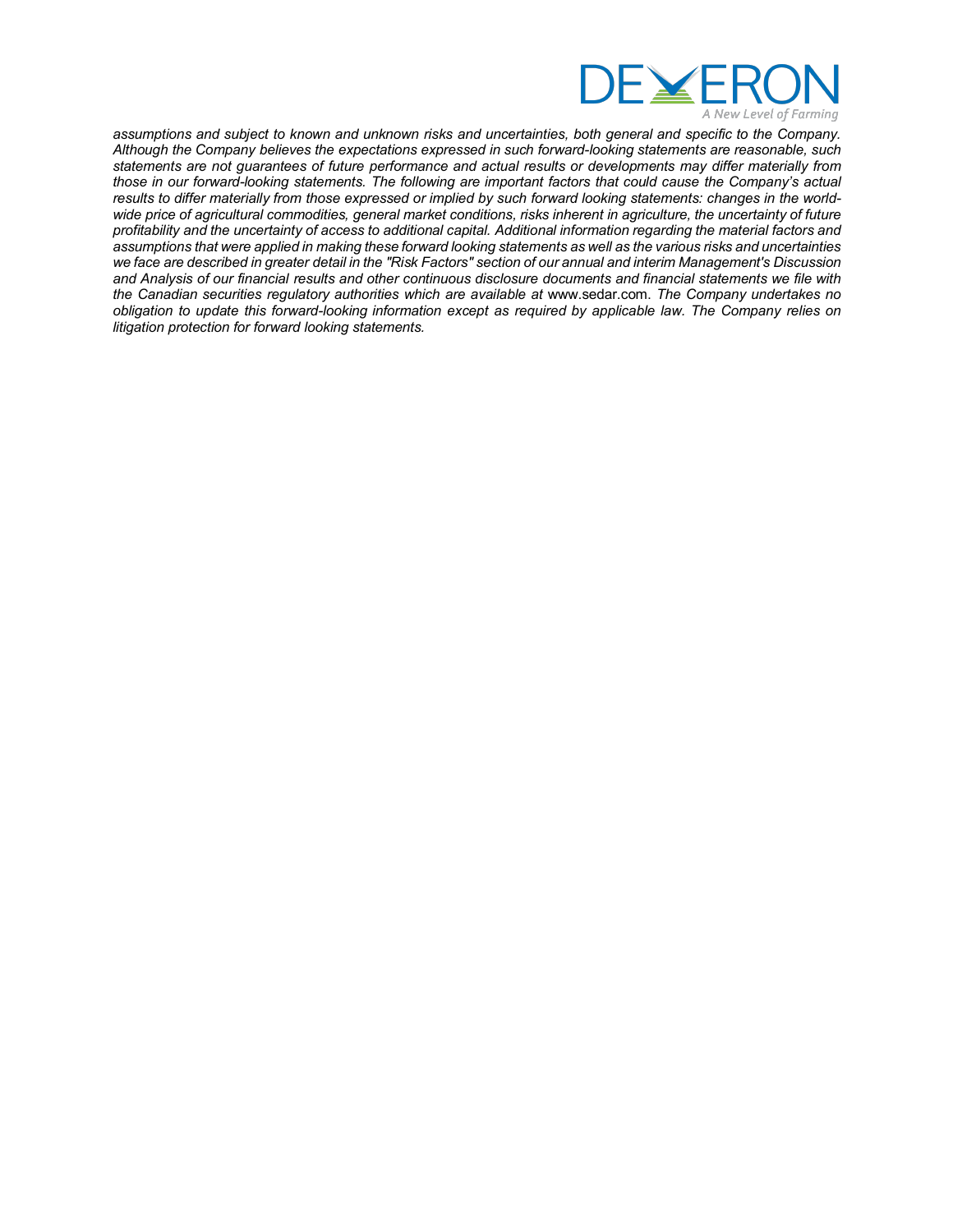*assumptions and subject to known and unknown risks and uncertainties, both general and specific to the Company. Although the Company believes the expectations expressed in such forward-looking statements are reasonable, such statements are not guarantees of future performance and actual results or developments may differ materially from those in our forward-looking statements. The following are important factors that could cause the Company's actual results to differ materially from those expressed or implied by such forward looking statements: changes in the world-wide price of agricultural commodities, general market conditions, risks inherent in agriculture, the uncertainty of future profitability and the uncertainty of access to additional capital. Additional information regarding the material factors and assumptions that were applied in making these forward looking statements as well as the various risks and uncertainties we face are described in greater detail in the "Risk Factors" section of our annual and interim Management's Discussion and Analysis of our financial results and other continuous disclosure documents and financial statements we file with the Canadian securities regulatory authorities which are available at* www.sedar.com*. The Company undertakes no obligation to update this forward-looking information except as required by applicable law. The Company relies on litigation protection for forward looking statements.*